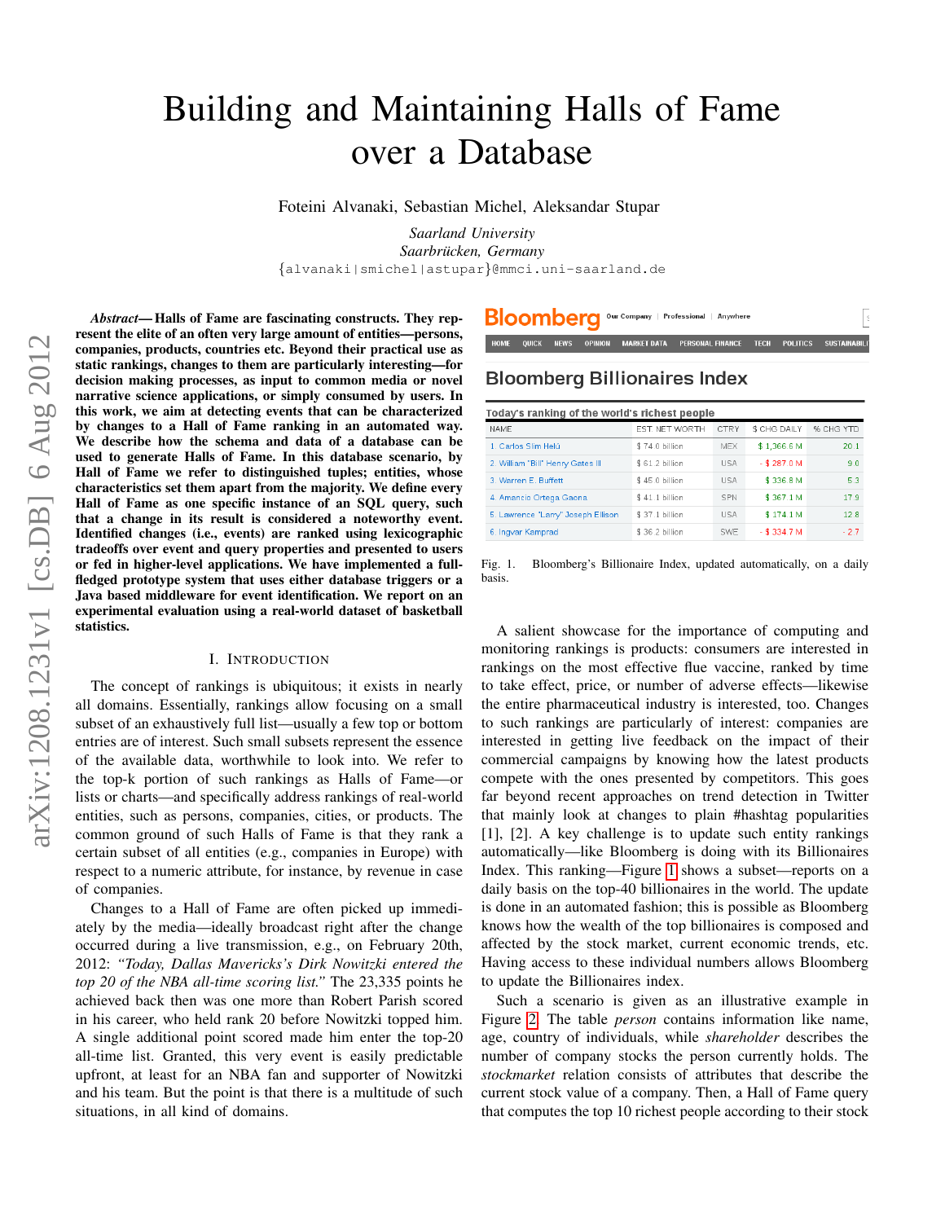# Building and Maintaining Halls of Fame over a Database

Foteini Alvanaki, Sebastian Michel, Aleksandar Stupar

*Saarland University*
*Saarbrücken, Germany*
{alvanaki|smichel|astupar}@mmci.uni-saarland.de

***Abstract*— Halls of Fame are fascinating constructs. They represent the elite of an often very large amount of entities—persons, companies, products, countries etc. Beyond their practical use as static rankings, changes to them are particularly interesting—for decision making processes, as input to common media or novel narrative science applications, or simply consumed by users. In this work, we aim at detecting events that can be characterized by changes to a Hall of Fame ranking in an automated way. We describe how the schema and data of a database can be used to generate Halls of Fame. In this database scenario, by Hall of Fame we refer to distinguished tuples; entities, whose characteristics set them apart from the majority. We define every Hall of Fame as one specific instance of an SQL query, such that a change in its result is considered a noteworthy event. Identified changes (i.e., events) are ranked using lexicographic tradeoffs over event and query properties and presented to users or fed in higher-level applications. We have implemented a full-fledged prototype system that uses either database triggers or a Java based middleware for event identification. We report on an experimental evaluation using a real-world dataset of basketball statistics.**

## I. Introduction

The concept of rankings is ubiquitous; it exists in nearly all domains. Essentially, rankings allow focusing on a small subset of an exhaustively full list—usually a few top or bottom entries are of interest. Such small subsets represent the essence of the available data, worthwhile to look into. We refer to the top-k portion of such rankings as Halls of Fame—or lists or charts—and specifically address rankings of real-world entities, such as persons, companies, cities, or products. The common ground of such Halls of Fame is that they rank a certain subset of all entities (e.g., companies in Europe) with respect to a numeric attribute, for instance, by revenue in case of companies.

Changes to a Hall of Fame are often picked up immediately by the media—ideally broadcast right after the change occurred during a live transmission, e.g., on February 20th, 2012: *"Today, Dallas Mavericks's Dirk Nowitzki entered the top 20 of the NBA all-time scoring list."* The 23,335 points he achieved back then was one more than Robert Parish scored in his career, who held rank 20 before Nowitzki topped him. A single additional point scored made him enter the top-20 all-time list. Granted, this very event is easily predictable upfront, at least for an NBA fan and supporter of Nowitzki and his team. But the point is that there is a multitude of such situations, in all kind of domains.

**Bloomberg Billionaires Index**

Today's ranking of the world's richest people

| NAME | EST. NET WORTH | CTRY | $ CHG DAILY | % CHG YTD |
|---|---|---|---|---|
| 1. Carlos Slim Helú | $ 74.0 billion | MEX | $ 1,366.6 M | 20.1 |
| 2. William "Bill" Henry Gates III | $ 61.2 billion | USA | - $ 287.0 M | 9.0 |
| 3. Warren E. Buffett | $ 45.0 billion | USA | $ 336.8 M | 5.3 |
| 4. Amancio Ortega Gaona | $ 41.1 billion | SPN | $ 367.1 M | 17.9 |
| 5. Lawrence "Larry" Joseph Ellison | $ 37.1 billion | USA | $ 174.1 M | 12.8 |
| 6. Ingvar Kamprad | $ 36.2 billion | SWE | - $ 334.7 M | - 2.7 |

Fig. 1. Bloomberg's Billionaire Index, updated automatically, on a daily basis.

A salient showcase for the importance of computing and monitoring rankings is products: consumers are interested in rankings on the most effective flue vaccine, ranked by time to take effect, price, or number of adverse effects—likewise the entire pharmaceutical industry is interested, too. Changes to such rankings are particularly of interest: companies are interested in getting live feedback on the impact of their commercial campaigns by knowing how the latest products compete with the ones presented by competitors. This goes far beyond recent approaches on trend detection in Twitter that mainly look at changes to plain #hashtag popularities [1], [2]. A key challenge is to update such entity rankings automatically—like Bloomberg is doing with its Billionaires Index. This ranking—Figure 1 shows a subset—reports on a daily basis on the top-40 billionaires in the world. The update is done in an automated fashion; this is possible as Bloomberg knows how the wealth of the top billionaires is composed and affected by the stock market, current economic trends, etc. Having access to these individual numbers allows Bloomberg to update the Billionaires index.

Such a scenario is given as an illustrative example in Figure 2. The table *person* contains information like name, age, country of individuals, while *shareholder* describes the number of company stocks the person currently holds. The *stockmarket* relation consists of attributes that describe the current stock value of a company. Then, a Hall of Fame query that computes the top 10 richest people according to their stock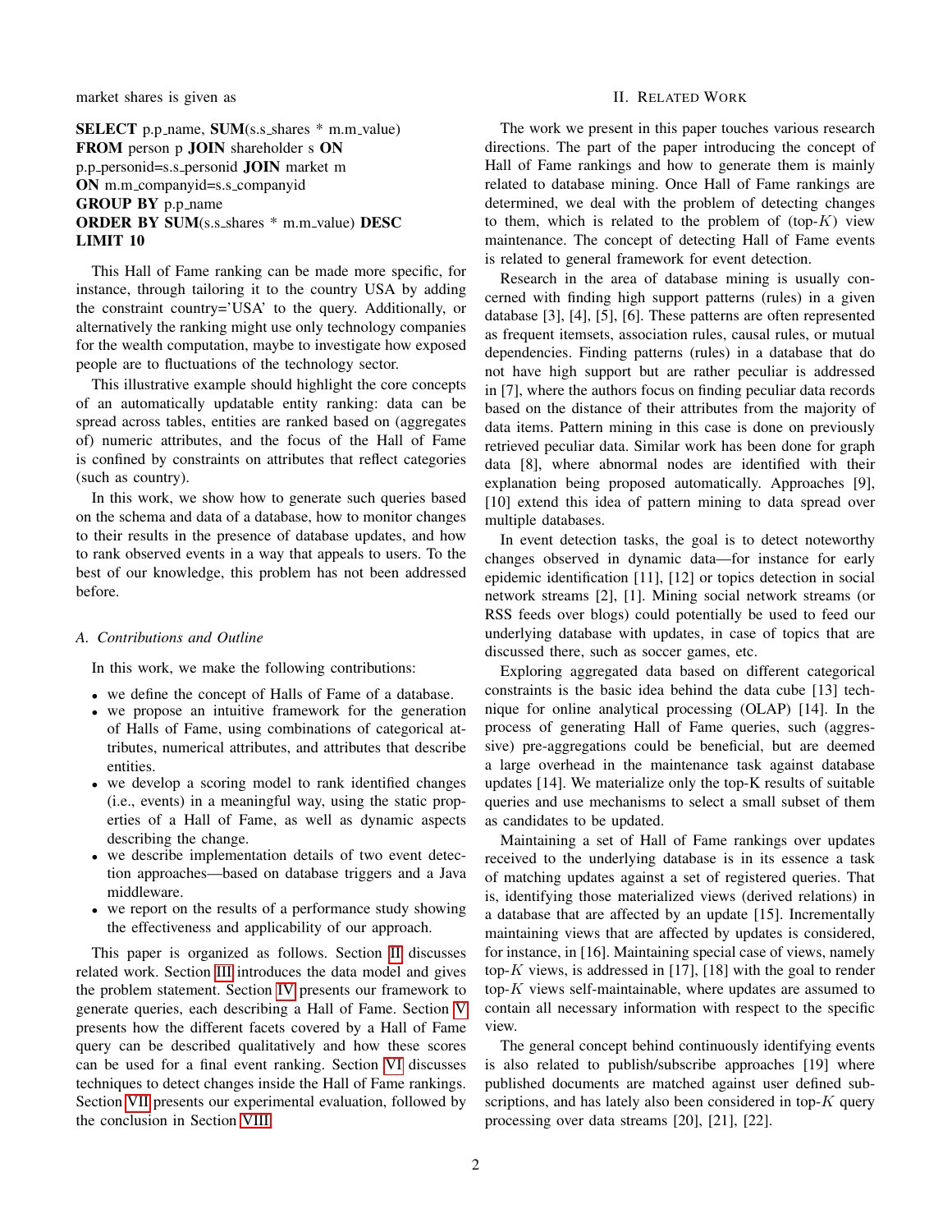market shares is given as

```
SELECT p.p_name, SUM(s.s_shares * m.m_value)
FROM person p JOIN shareholder s ON
p.p_personid=s.s_personid JOIN market m
ON m.m_companyid=s.s_companyid
GROUP BY p.p_name
ORDER BY SUM(s.s_shares * m.m_value) DESC
LIMIT 10
```

This Hall of Fame ranking can be made more specific, for instance, through tailoring it to the country USA by adding the constraint country='USA' to the query. Additionally, or alternatively the ranking might use only technology companies for the wealth computation, maybe to investigate how exposed people are to fluctuations of the technology sector.

This illustrative example should highlight the core concepts of an automatically updatable entity ranking: data can be spread across tables, entities are ranked based on (aggregates of) numeric attributes, and the focus of the Hall of Fame is confined by constraints on attributes that reflect categories (such as country).

In this work, we show how to generate such queries based on the schema and data of a database, how to monitor changes to their results in the presence of database updates, and how to rank observed events in a way that appeals to users. To the best of our knowledge, this problem has not been addressed before.

### A. Contributions and Outline

In this work, we make the following contributions:

- we define the concept of Halls of Fame of a database.
- we propose an intuitive framework for the generation of Halls of Fame, using combinations of categorical attributes, numerical attributes, and attributes that describe entities.
- we develop a scoring model to rank identified changes (i.e., events) in a meaningful way, using the static properties of a Hall of Fame, as well as dynamic aspects describing the change.
- we describe implementation details of two event detection approaches—based on database triggers and a Java middleware.
- we report on the results of a performance study showing the effectiveness and applicability of our approach.

This paper is organized as follows. Section II discusses related work. Section III introduces the data model and gives the problem statement. Section IV presents our framework to generate queries, each describing a Hall of Fame. Section V presents how the different facets covered by a Hall of Fame query can be described qualitatively and how these scores can be used for a final event ranking. Section VI discusses techniques to detect changes inside the Hall of Fame rankings. Section VII presents our experimental evaluation, followed by the conclusion in Section VIII.

## II. Related Work

The work we present in this paper touches various research directions. The part of the paper introducing the concept of Hall of Fame rankings and how to generate them is mainly related to database mining. Once Hall of Fame rankings are determined, we deal with the problem of detecting changes to them, which is related to the problem of (top-$K$) view maintenance. The concept of detecting Hall of Fame events is related to general framework for event detection.

Research in the area of database mining is usually concerned with finding high support patterns (rules) in a given database [3], [4], [5], [6]. These patterns are often represented as frequent itemsets, association rules, causal rules, or mutual dependencies. Finding patterns (rules) in a database that do not have high support but are rather peculiar is addressed in [7], where the authors focus on finding peculiar data records based on the distance of their attributes from the majority of data items. Pattern mining in this case is done on previously retrieved peculiar data. Similar work has been done for graph data [8], where abnormal nodes are identified with their explanation being proposed automatically. Approaches [9], [10] extend this idea of pattern mining to data spread over multiple databases.

In event detection tasks, the goal is to detect noteworthy changes observed in dynamic data—for instance for early epidemic identification [11], [12] or topics detection in social network streams [2], [1]. Mining social network streams (or RSS feeds over blogs) could potentially be used to feed our underlying database with updates, in case of topics that are discussed there, such as soccer games, etc.

Exploring aggregated data based on different categorical constraints is the basic idea behind the data cube [13] technique for online analytical processing (OLAP) [14]. In the process of generating Hall of Fame queries, such (aggressive) pre-aggregations could be beneficial, but are deemed a large overhead in the maintenance task against database updates [14]. We materialize only the top-K results of suitable queries and use mechanisms to select a small subset of them as candidates to be updated.

Maintaining a set of Hall of Fame rankings over updates received to the underlying database is in its essence a task of matching updates against a set of registered queries. That is, identifying those materialized views (derived relations) in a database that are affected by an update [15]. Incrementally maintaining views that are affected by updates is considered, for instance, in [16]. Maintaining special case of views, namely top-$K$ views, is addressed in [17], [18] with the goal to render top-$K$ views self-maintainable, where updates are assumed to contain all necessary information with respect to the specific view.

The general concept behind continuously identifying events is also related to publish/subscribe approaches [19] where published documents are matched against user defined subscriptions, and has lately also been considered in top-$K$ query processing over data streams [20], [21], [22].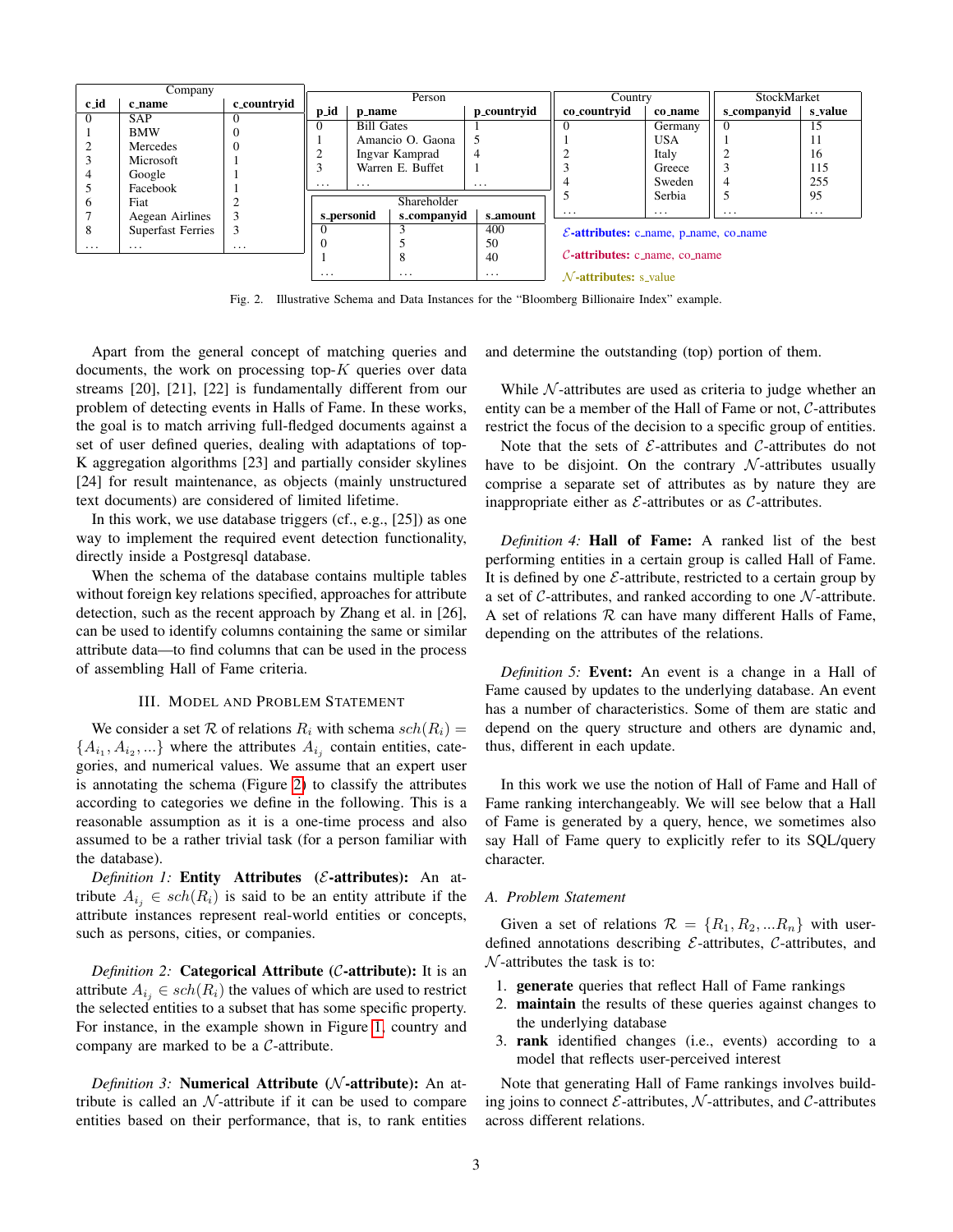| Company | | |
|---|---|---|
| c_id | c_name | c_countryid |
| 0 | SAP | 0 |
| 1 | BMW | 0 |
| 2 | Mercedes | 0 |
| 3 | Microsoft | 1 |
| 4 | Google | 1 |
| 5 | Facebook | 1 |
| 6 | Fiat | 2 |
| 7 | Aegean Airlines | 3 |
| 8 | Superfast Ferries | 3 |
| ... | ... | ... |

| Person | | |
|---|---|---|
| p_id | p_name | p_countryid |
| 0 | Bill Gates | 1 |
| 1 | Amancio O. Gaona | 5 |
| 2 | Ingvar Kamprad | 4 |
| 3 | Warren E. Buffet | 1 |
| ... | ... | ... |

| Shareholder | | |
|---|---|---|
| s_personid | s_companyid | s_amount |
| 0 | 3 | 400 |
| 0 | 5 | 50 |
| 1 | 8 | 40 |
| ... | ... | ... |

| Country | |
|---|---|
| co_countryid | co_name |
| 0 | Germany |
| 1 | USA |
| 2 | Italy |
| 3 | Greece |
| 4 | Sweden |
| 5 | Serbia |
| ... | ... |

| StockMarket | |
|---|---|
| s_companyid | s_value |
| 0 | 15 |
| 1 | 11 |
| 2 | 16 |
| 3 | 115 |
| 4 | 255 |
| 5 | 95 |
| ... | ... |

$\mathcal{E}$**-attributes:** c_name, p_name, co_name

$\mathcal{C}$**-attributes:** c_name, co_name

$\mathcal{N}$**-attributes:** s_value

Fig. 2. Illustrative Schema and Data Instances for the "Bloomberg Billionaire Index" example.

Apart from the general concept of matching queries and documents, the work on processing top-$K$ queries over data streams [20], [21], [22] is fundamentally different from our problem of detecting events in Halls of Fame. In these works, the goal is to match arriving full-fledged documents against a set of user defined queries, dealing with adaptations of top-K aggregation algorithms [23] and partially consider skylines [24] for result maintenance, as objects (mainly unstructured text documents) are considered of limited lifetime.

In this work, we use database triggers (cf., e.g., [25]) as one way to implement the required event detection functionality, directly inside a Postgresql database.

When the schema of the database contains multiple tables without foreign key relations specified, approaches for attribute detection, such as the recent approach by Zhang et al. in [26], can be used to identify columns containing the same or similar attribute data—to find columns that can be used in the process of assembling Hall of Fame criteria.

## III. Model and Problem Statement

We consider a set $\mathcal{R}$ of relations $R_i$ with schema $sch(R_i) = \{A_{i_1}, A_{i_2}, ...\}$ where the attributes $A_{i_j}$ contain entities, categories, and numerical values. We assume that an expert user is annotating the schema (Figure 2) to classify the attributes according to categories we define in the following. This is a reasonable assumption as it is a one-time process and also assumed to be a rather trivial task (for a person familiar with the database).

*Definition 1:* **Entity Attributes ($\mathcal{E}$-attributes):** An attribute $A_{i_j} \in sch(R_i)$ is said to be an entity attribute if the attribute instances represent real-world entities or concepts, such as persons, cities, or companies.

*Definition 2:* **Categorical Attribute ($\mathcal{C}$-attribute):** It is an attribute $A_{i_j} \in sch(R_i)$ the values of which are used to restrict the selected entities to a subset that has some specific property. For instance, in the example shown in Figure 1, country and company are marked to be a $\mathcal{C}$-attribute.

*Definition 3:* **Numerical Attribute ($\mathcal{N}$-attribute):** An attribute is called an $\mathcal{N}$-attribute if it can be used to compare entities based on their performance, that is, to rank entities and determine the outstanding (top) portion of them.

While $\mathcal{N}$-attributes are used as criteria to judge whether an entity can be a member of the Hall of Fame or not, $\mathcal{C}$-attributes restrict the focus of the decision to a specific group of entities.

Note that the sets of $\mathcal{E}$-attributes and $\mathcal{C}$-attributes do not have to be disjoint. On the contrary $\mathcal{N}$-attributes usually comprise a separate set of attributes as by nature they are inappropriate either as $\mathcal{E}$-attributes or as $\mathcal{C}$-attributes.

*Definition 4:* **Hall of Fame:** A ranked list of the best performing entities in a certain group is called Hall of Fame. It is defined by one $\mathcal{E}$-attribute, restricted to a certain group by a set of $\mathcal{C}$-attributes, and ranked according to one $\mathcal{N}$-attribute. A set of relations $\mathcal{R}$ can have many different Halls of Fame, depending on the attributes of the relations.

*Definition 5:* **Event:** An event is a change in a Hall of Fame caused by updates to the underlying database. An event has a number of characteristics. Some of them are static and depend on the query structure and others are dynamic and, thus, different in each update.

In this work we use the notion of Hall of Fame and Hall of Fame ranking interchangeably. We will see below that a Hall of Fame is generated by a query, hence, we sometimes also say Hall of Fame query to explicitly refer to its SQL/query character.

### A. Problem Statement

Given a set of relations $\mathcal{R} = \{R_1, R_2, ...R_n\}$ with user-defined annotations describing $\mathcal{E}$-attributes, $\mathcal{C}$-attributes, and $\mathcal{N}$-attributes the task is to:

1. **generate** queries that reflect Hall of Fame rankings
2. **maintain** the results of these queries against changes to the underlying database
3. **rank** identified changes (i.e., events) according to a model that reflects user-perceived interest

Note that generating Hall of Fame rankings involves building joins to connect $\mathcal{E}$-attributes, $\mathcal{N}$-attributes, and $\mathcal{C}$-attributes across different relations.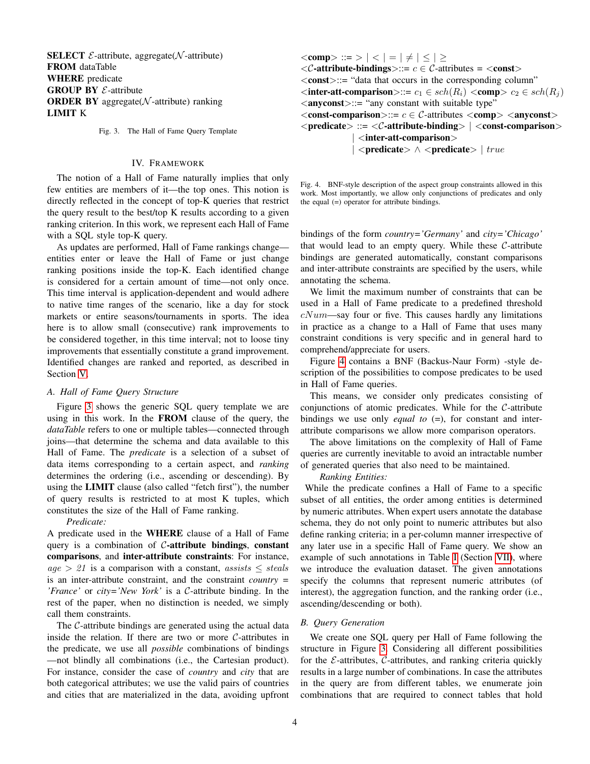**SELECT** $\mathcal{E}$-attribute, aggregate($\mathcal{N}$-attribute)
**FROM** dataTable
**WHERE** predicate
**GROUP BY** $\mathcal{E}$-attribute
**ORDER BY** aggregate($\mathcal{N}$-attribute) ranking
**LIMIT** K

Fig. 3. The Hall of Fame Query Template

## IV. Framework

The notion of a Hall of Fame naturally implies that only few entities are members of it—the top ones. This notion is directly reflected in the concept of top-K queries that restrict the query result to the best/top K results according to a given ranking criterion. In this work, we represent each Hall of Fame with a SQL style top-K query.

As updates are performed, Hall of Fame rankings change—entities enter or leave the Hall of Fame or just change ranking positions inside the top-K. Each identified change is considered for a certain amount of time—not only once. This time interval is application-dependent and would adhere to native time ranges of the scenario, like a day for stock markets or entire seasons/tournaments in sports. The idea here is to allow small (consecutive) rank improvements to be considered together, in this time interval; not to loose tiny improvements that essentially constitute a grand improvement. Identified changes are ranked and reported, as described in Section V.

### A. Hall of Fame Query Structure

Figure 3 shows the generic SQL query template we are using in this work. In the **FROM** clause of the query, the *dataTable* refers to one or multiple tables—connected through joins—that determine the schema and data available to this Hall of Fame. The *predicate* is a selection of a subset of data items corresponding to a certain aspect, and *ranking* determines the ordering (i.e., ascending or descending). By using the **LIMIT** clause (also called "fetch first"), the number of query results is restricted to at most K tuples, which constitutes the size of the Hall of Fame ranking.

*Predicate:*
A predicate used in the **WHERE** clause of a Hall of Fame query is a combination of **$\mathcal{C}$-attribute bindings**, **constant comparisons**, and **inter-attribute constraints**: For instance, $age > 21$ is a comparison with a constant, $assists \leq steals$ is an inter-attribute constraint, and the constraint *country = 'France'* or *city='New York'* is a $\mathcal{C}$-attribute binding. In the rest of the paper, when no distinction is needed, we simply call them constraints.

The $\mathcal{C}$-attribute bindings are generated using the actual data inside the relation. If there are two or more $\mathcal{C}$-attributes in the predicate, we use all *possible* combinations of bindings —not blindly all combinations (i.e., the Cartesian product). For instance, consider the case of *country* and *city* that are both categorical attributes; we use the valid pairs of countries and cities that are materialized in the data, avoiding upfront

<**comp**> ::= $>$ | $<$ | $=$ | $\neq$ | $\leq$ | $\geq$
<**$\mathcal{C}$-attribute-bindings**>::= $c \in \mathcal{C}$-attributes = <**const**>
<**const**>::= "data that occurs in the corresponding column"
<**inter-att-comparison**>::= $c_1 \in sch(R_i)$ <**comp**> $c_2 \in sch(R_j)$
<**anyconst**>::= "any constant with suitable type"
<**const-comparison**>::= $c \in \mathcal{C}$-attributes <**comp**> <**anyconst**>
<**predicate**> ::= <**$\mathcal{C}$-attribute-binding**> | <**const-comparison**>
  | <**inter-att-comparison**>
  | <**predicate**> $\wedge$ <**predicate**> | *true*

Fig. 4. BNF-style description of the aspect group constraints allowed in this work. Most importantly, we allow only conjunctions of predicates and only the equal (=) operator for attribute bindings.

bindings of the form *country='Germany'* and *city='Chicago'* that would lead to an empty query. While these $\mathcal{C}$-attribute bindings are generated automatically, constant comparisons and inter-attribute constraints are specified by the users, while annotating the schema.

We limit the maximum number of constraints that can be used in a Hall of Fame predicate to a predefined threshold $cNum$—say four or five. This causes hardly any limitations in practice as a change to a Hall of Fame that uses many constraint conditions is very specific and in general hard to comprehend/appreciate for users.

Figure 4 contains a BNF (Backus-Naur Form) -style description of the possibilities to compose predicates to be used in Hall of Fame queries.

This means, we consider only predicates consisting of conjunctions of atomic predicates. While for the $\mathcal{C}$-attribute bindings we use only *equal to* (=), for constant and inter-attribute comparisons we allow more comparison operators.

The above limitations on the complexity of Hall of Fame queries are currently inevitable to avoid an intractable number of generated queries that also need to be maintained.

*Ranking Entities:*
While the predicate confines a Hall of Fame to a specific subset of all entities, the order among entities is determined by numeric attributes. When expert users annotate the database schema, they do not only point to numeric attributes but also define ranking criteria; in a per-column manner irrespective of any later use in a specific Hall of Fame query. We show an example of such annotations in Table I (Section VII), where we introduce the evaluation dataset. The given annotations specify the columns that represent numeric attributes (of interest), the aggregation function, and the ranking order (i.e., ascending/descending or both).

### B. Query Generation

We create one SQL query per Hall of Fame following the structure in Figure 3. Considering all different possibilities for the $\mathcal{E}$-attributes, $\mathcal{C}$-attributes, and ranking criteria quickly results in a large number of combinations. In case the attributes in the query are from different tables, we enumerate join combinations that are required to connect tables that hold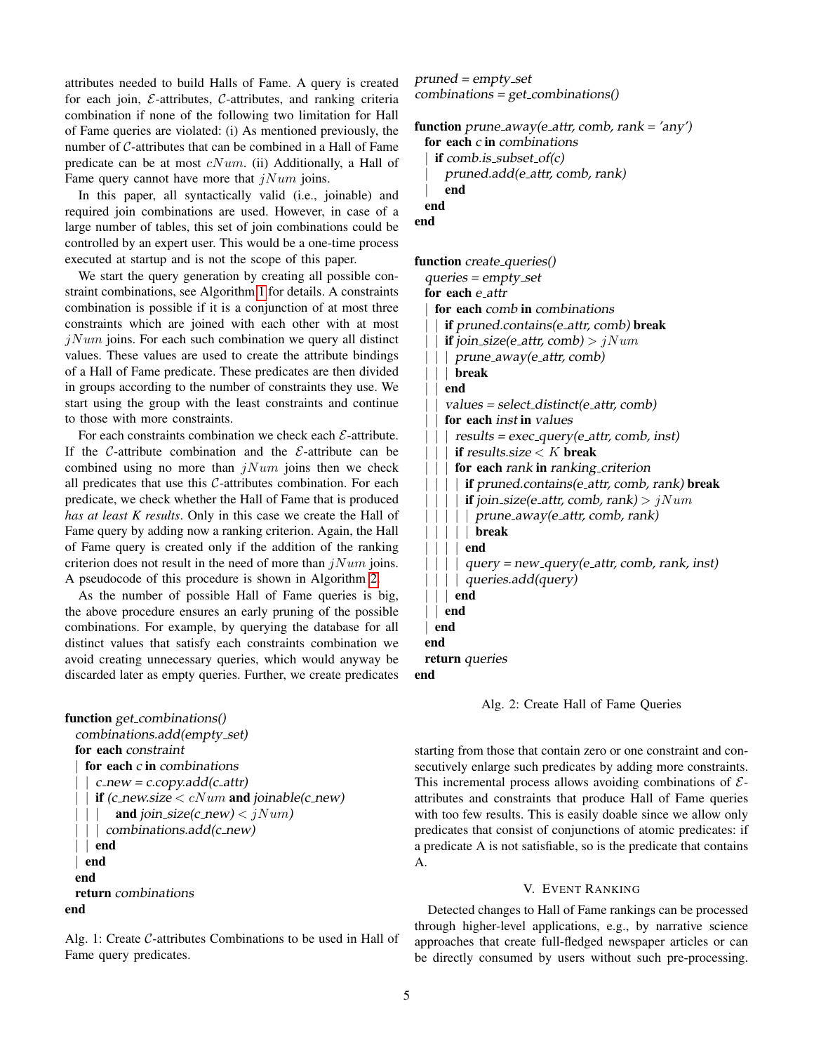attributes needed to build Halls of Fame. A query is created for each join, $\mathcal{E}$-attributes, $\mathcal{C}$-attributes, and ranking criteria combination if none of the following two limitation for Hall of Fame queries are violated: (i) As mentioned previously, the number of $\mathcal{C}$-attributes that can be combined in a Hall of Fame predicate can be at most $cNum$. (ii) Additionally, a Hall of Fame query cannot have more that $jNum$ joins.

In this paper, all syntactically valid (i.e., joinable) and required join combinations are used. However, in case of a large number of tables, this set of join combinations could be controlled by an expert user. This would be a one-time process executed at startup and is not the scope of this paper.

We start the query generation by creating all possible constraint combinations, see Algorithm 1 for details. A constraints combination is possible if it is a conjunction of at most three constraints which are joined with each other with at most $jNum$ joins. For each such combination we query all distinct values. These values are used to create the attribute bindings of a Hall of Fame predicate. These predicates are then divided in groups according to the number of constraints they use. We start using the group with the least constraints and continue to those with more constraints.

For each constraints combination we check each $\mathcal{E}$-attribute. If the $\mathcal{C}$-attribute combination and the $\mathcal{E}$-attribute can be combined using no more than $jNum$ joins then we check all predicates that use this $\mathcal{C}$-attributes combination. For each predicate, we check whether the Hall of Fame that is produced *has at least K results*. Only in this case we create the Hall of Fame query by adding now a ranking criterion. Again, the Hall of Fame query is created only if the addition of the ranking criterion does not result in the need of more than $jNum$ joins. A pseudocode of this procedure is shown in Algorithm 2.

As the number of possible Hall of Fame queries is big, the above procedure ensures an early pruning of the possible combinations. For example, by querying the database for all distinct values that satisfy each constraints combination we avoid creating unnecessary queries, which would anyway be discarded later as empty queries. Further, we create predicates starting from those that contain zero or one constraint and consecutively enlarge such predicates by adding more constraints. This incremental process allows avoiding combinations of $\mathcal{E}$-attributes and constraints that produce Hall of Fame queries with too few results. This is easily doable since we allow only predicates that consist of conjunctions of atomic predicates: if a predicate A is not satisfiable, so is the predicate that contains A.

```
function get_combinations()
  combinations.add(empty_set)
  for each constraint
  | for each c in combinations
  | | c_new = c.copy.add(c_attr)
  | | if (c_new.size < cNum and joinable(c_new)
  | | |    and join_size(c_new) < jNum)
  | | | combinations.add(c_new)
  | | end
  | end
  end
  return combinations
end
```

Alg. 1: Create $\mathcal{C}$-attributes Combinations to be used in Hall of Fame query predicates.

```
pruned = empty_set
combinations = get_combinations()

function prune_away(e_attr, comb, rank = 'any')
  for each c in combinations
  | if comb.is_subset_of(c)
  |   pruned.add(e_attr, comb, rank)
  |   end
  end
end

function create_queries()
  queries = empty_set
  for each e_attr
  | for each comb in combinations
  | | if pruned.contains(e_attr, comb) break
  | | if join_size(e_attr, comb) > jNum
  | | | prune_away(e_attr, comb)
  | | | break
  | | end
  | | values = select_distinct(e_attr, comb)
  | | for each inst in values
  | | | results = exec_query(e_attr, comb, inst)
  | | | if results.size < K break
  | | | for each rank in ranking_criterion
  | | | | if pruned.contains(e_attr, comb, rank) break
  | | | | if join_size(e_attr, comb, rank) > jNum
  | | | | | prune_away(e_attr, comb, rank)
  | | | | | break
  | | | | end
  | | | | query = new_query(e_attr, comb, rank, inst)
  | | | | queries.add(query)
  | | | end
  | | end
  | end
  end
  return queries
end
```

Alg. 2: Create Hall of Fame Queries

## V. Event Ranking

Detected changes to Hall of Fame rankings can be processed through higher-level applications, e.g., by narrative science approaches that create full-fledged newspaper articles or can be directly consumed by users without such pre-processing.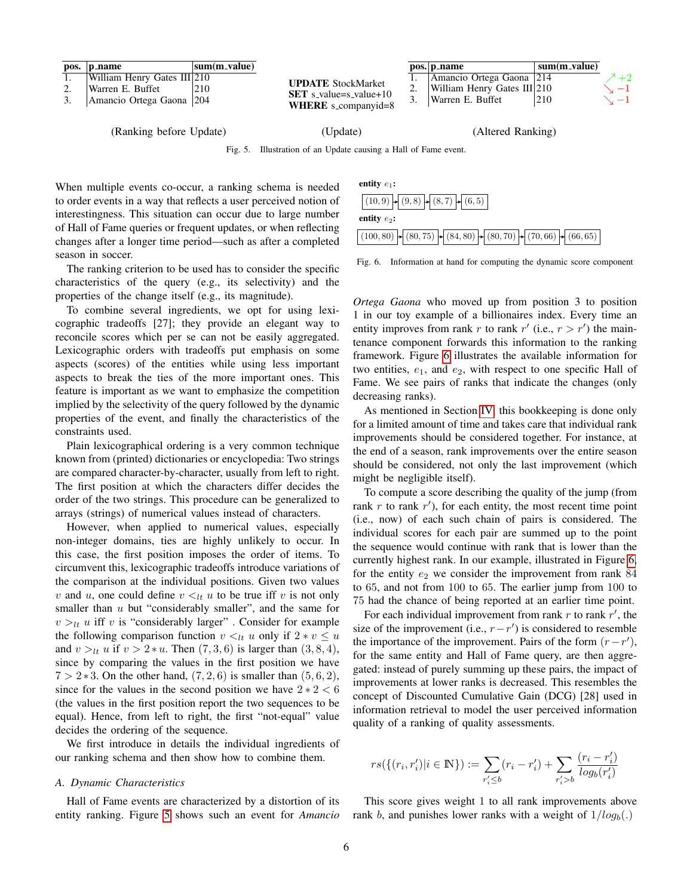| pos. | p_name | sum(m_value) |
|---|---|---|
| 1. | William Henry Gates III | 210 |
| 2. | Warren E. Buffet | 210 |
| 3. | Amancio Ortega Gaona | 204 |

(Ranking before Update)

```
UPDATE StockMarket
SET s_value=s_value+10
WHERE s_companyid=8
```

(Update)

| pos. | p_name | sum(m_value) | |
|---|---|---|---|
| 1. | Amancio Ortega Gaona | 214 | ↗ +2 |
| 2. | William Henry Gates III | 210 | ↘ −1 |
| 3. | Warren E. Buffet | 210 | ↘ −1 |

(Altered Ranking)

Fig. 5. Illustration of an Update causing a Hall of Fame event.

When multiple events co-occur, a ranking schema is needed to order events in a way that reflects a user perceived notion of interestingness. This situation can occur due to large number of Hall of Fame queries or frequent updates, or when reflecting changes after a longer time period—such as after a completed season in soccer.

The ranking criterion to be used has to consider the specific characteristics of the query (e.g., its selectivity) and the properties of the change itself (e.g., its magnitude).

To combine several ingredients, we opt for using lexicographic tradeoffs [27]; they provide an elegant way to reconcile scores which per se can not be easily aggregated. Lexicographic orders with tradeoffs put emphasis on some aspects (scores) of the entities while using less important aspects to break the ties of the more important ones. This feature is important as we want to emphasize the competition implied by the selectivity of the query followed by the dynamic properties of the event, and finally the characteristics of the constraints used.

Plain lexicographical ordering is a very common technique known from (printed) dictionaries or encyclopedia: Two strings are compared character-by-character, usually from left to right. The first position at which the characters differ decides the order of the two strings. This procedure can be generalized to arrays (strings) of numerical values instead of characters.

However, when applied to numerical values, especially non-integer domains, ties are highly unlikely to occur. In this case, the first position imposes the order of items. To circumvent this, lexicographic tradeoffs introduce variations of the comparison at the individual positions. Given two values $v$ and $u$, one could define $v <_{lt} u$ to be true iff $v$ is not only smaller than $u$ but "considerably smaller", and the same for $v >_{lt} u$ iff $v$ is "considerably larger" . Consider for example the following comparison function $v <_{lt} u$ only if $2 * v \leq u$ and $v >_{lt} u$ if $v > 2 * u$. Then $(7, 3, 6)$ is larger than $(3, 8, 4)$, since by comparing the values in the first position we have $7 > 2 * 3$. On the other hand, $(7, 2, 6)$ is smaller than $(5, 6, 2)$, since for the values in the second position we have $2 * 2 < 6$ (the values in the first position report the two sequences to be equal). Hence, from left to right, the first "not-equal" value decides the ordering of the sequence.

We first introduce in details the individual ingredients of our ranking schema and then show how to combine them.

### A. Dynamic Characteristics

Hall of Fame events are characterized by a distortion of its entity ranking. Figure 5 shows such an event for *Amancio Ortega Gaona* who moved up from position 3 to position 1 in our toy example of a billionaires index. Every time an entity improves from rank $r$ to rank $r'$ (i.e., $r > r'$) the maintenance component forwards this information to the ranking framework. Figure 6 illustrates the available information for two entities, $e_1$, and $e_2$, with respect to one specific Hall of Fame. We see pairs of ranks that indicate the changes (only decreasing ranks).

**entity $e_1$:**
$(10, 9) \rightarrow (9, 8) \rightarrow (8, 7) \rightarrow (6, 5)$

**entity $e_2$:**
$(100, 80) \rightarrow (80, 75) \rightarrow (84, 80) \rightarrow (80, 70) \rightarrow (70, 66) \rightarrow (66, 65)$

Fig. 6. Information at hand for computing the dynamic score component

As mentioned in Section IV, this bookkeeping is done only for a limited amount of time and takes care that individual rank improvements should be considered together. For instance, at the end of a season, rank improvements over the entire season should be considered, not only the last improvement (which might be negligible itself).

To compute a score describing the quality of the jump (from rank $r$ to rank $r'$), for each entity, the most recent time point (i.e., now) of each such chain of pairs is considered. The individual scores for each pair are summed up to the point the sequence would continue with rank that is lower than the currently highest rank. In our example, illustrated in Figure 6, for the entity $e_2$ we consider the improvement from rank 84 to 65, and not from 100 to 65. The earlier jump from 100 to 75 had the chance of being reported at an earlier time point.

For each individual improvement from rank $r$ to rank $r'$, the size of the improvement (i.e., $r - r'$) is considered to resemble the importance of the improvement. Pairs of the form $(r - r')$, for the same entity and Hall of Fame query, are then aggregated: instead of purely summing up these pairs, the impact of improvements at lower ranks is decreased. This resembles the concept of Discounted Cumulative Gain (DCG) [28] used in information retrieval to model the user perceived information quality of a ranking of quality assessments.

$$rs(\{(r_i, r'_i) | i \in \mathbb{N}\}) := \sum_{r'_i \leq b} (r_i - r'_i) + \sum_{r'_i > b} \frac{(r_i - r'_i)}{log_b(r'_i)}$$

This score gives weight 1 to all rank improvements above rank $b$, and punishes lower ranks with a weight of $1/log_b(.)$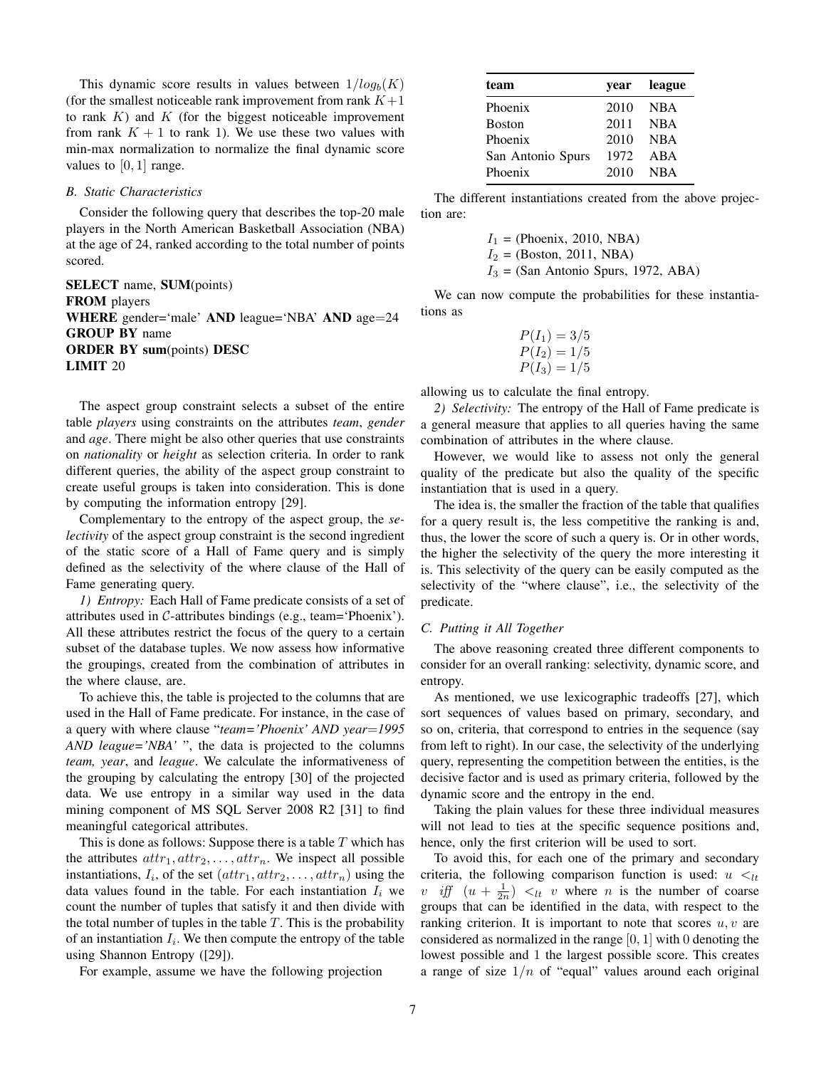This dynamic score results in values between $1/log_b(K)$ (for the smallest noticeable rank improvement from rank $K+1$ to rank $K$) and $K$ (for the biggest noticeable improvement from rank $K+1$ to rank 1). We use these two values with min-max normalization to normalize the final dynamic score values to $[0, 1]$ range.

### *B. Static Characteristics*

Consider the following query that describes the top-20 male players in the North American Basketball Association (NBA) at the age of 24, ranked according to the total number of points scored.

```
SELECT name, SUM(points)
FROM players
WHERE gender='male' AND league='NBA' AND age=24
GROUP BY name
ORDER BY sum(points) DESC
LIMIT 20
```

The aspect group constraint selects a subset of the entire table *players* using constraints on the attributes *team*, *gender* and *age*. There might be also other queries that use constraints on *nationality* or *height* as selection criteria. In order to rank different queries, the ability of the aspect group constraint to create useful groups is taken into consideration. This is done by computing the information entropy [29].

Complementary to the entropy of the aspect group, the *selectivity* of the aspect group constraint is the second ingredient of the static score of a Hall of Fame query and is simply defined as the selectivity of the where clause of the Hall of Fame generating query.

*1) Entropy:* Each Hall of Fame predicate consists of a set of attributes used in $\mathcal{C}$-attributes bindings (e.g., team='Phoenix'). All these attributes restrict the focus of the query to a certain subset of the database tuples. We now assess how informative the groupings, created from the combination of attributes in the where clause, are.

To achieve this, the table is projected to the columns that are used in the Hall of Fame predicate. For instance, in the case of a query with where clause "*team='Phoenix' AND year=1995 AND league='NBA'* ", the data is projected to the columns *team, year*, and *league*. We calculate the informativeness of the grouping by calculating the entropy [30] of the projected data. We use entropy in a similar way used in the data mining component of MS SQL Server 2008 R2 [31] to find meaningful categorical attributes.

This is done as follows: Suppose there is a table $T$ which has the attributes $attr_1, attr_2, \ldots, attr_n$. We inspect all possible instantiations, $I_i$, of the set $(attr_1, attr_2, \ldots, attr_n)$ using the data values found in the table. For each instantiation $I_i$ we count the number of tuples that satisfy it and then divide with the total number of tuples in the table $T$. This is the probability of an instantiation $I_i$. We then compute the entropy of the table using Shannon Entropy ([29]).

For example, assume we have the following projection

| team | year | league |
|---|---|---|
| Phoenix | 2010 | NBA |
| Boston | 2011 | NBA |
| Phoenix | 2010 | NBA |
| San Antonio Spurs | 1972 | ABA |
| Phoenix | 2010 | NBA |

The different instantiations created from the above projection are:

$I_1$ = (Phoenix, 2010, NBA)
$I_2$ = (Boston, 2011, NBA)
$I_3$ = (San Antonio Spurs, 1972, ABA)

We can now compute the probabilities for these instantiations as

$$P(I_1) = 3/5$$
$$P(I_2) = 1/5$$
$$P(I_3) = 1/5$$

allowing us to calculate the final entropy.

*2) Selectivity:* The entropy of the Hall of Fame predicate is a general measure that applies to all queries having the same combination of attributes in the where clause.

However, we would like to assess not only the general quality of the predicate but also the quality of the specific instantiation that is used in a query.

The idea is, the smaller the fraction of the table that qualifies for a query result is, the less competitive the ranking is and, thus, the lower the score of such a query is. Or in other words, the higher the selectivity of the query the more interesting it is. This selectivity of the query can be easily computed as the selectivity of the "where clause", i.e., the selectivity of the predicate.

### *C. Putting it All Together*

The above reasoning created three different components to consider for an overall ranking: selectivity, dynamic score, and entropy.

As mentioned, we use lexicographic tradeoffs [27], which sort sequences of values based on primary, secondary, and so on, criteria, that correspond to entries in the sequence (say from left to right). In our case, the selectivity of the underlying query, representing the competition between the entities, is the decisive factor and is used as primary criteria, followed by the dynamic score and the entropy in the end.

Taking the plain values for these three individual measures will not lead to ties at the specific sequence positions and, hence, only the first criterion will be used to sort.

To avoid this, for each one of the primary and secondary criteria, the following comparison function is used: $u <_{lt} v$ *iff* $(u + \frac{1}{2n}) <_{lt} v$ where $n$ is the number of coarse groups that can be identified in the data, with respect to the ranking criterion. It is important to note that scores $u, v$ are considered as normalized in the range $[0, 1]$ with 0 denoting the lowest possible and 1 the largest possible score. This creates a range of size $1/n$ of "equal" values around each original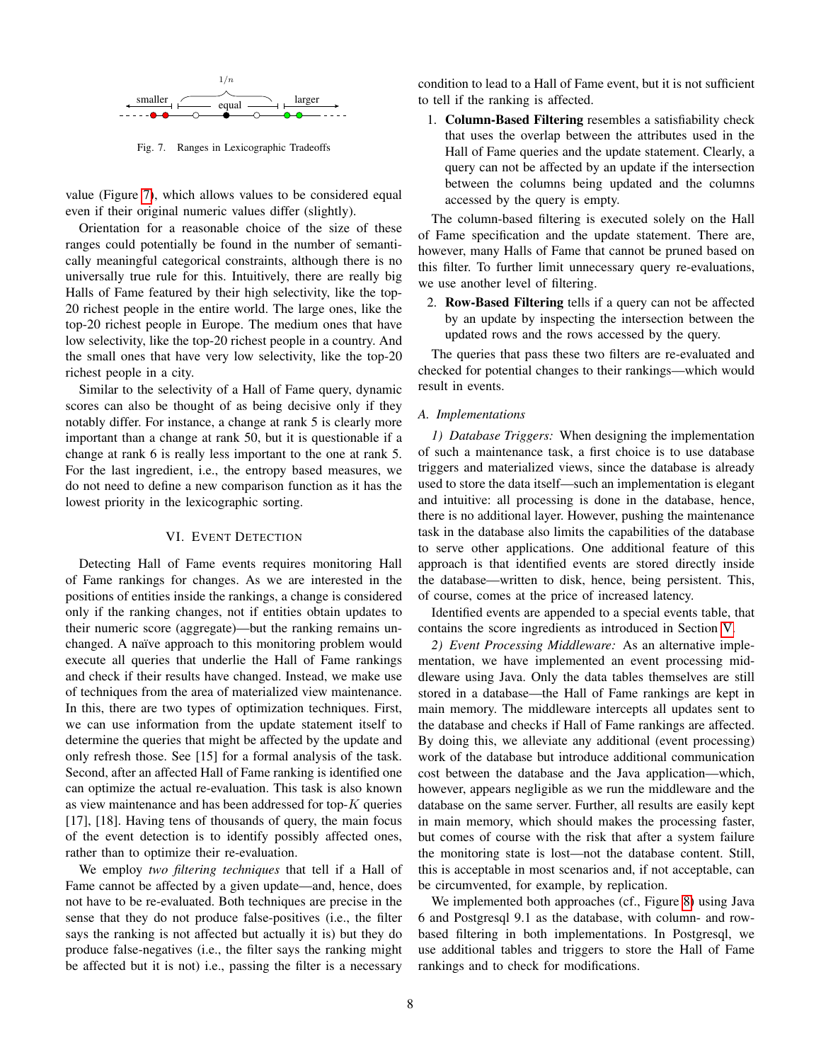Fig. 7. Ranges in Lexicographic Tradeoffs

value (Figure 7), which allows values to be considered equal even if their original numeric values differ (slightly).

Orientation for a reasonable choice of the size of these ranges could potentially be found in the number of semantically meaningful categorical constraints, although there is no universally true rule for this. Intuitively, there are really big Halls of Fame featured by their high selectivity, like the top-20 richest people in the entire world. The large ones, like the top-20 richest people in Europe. The medium ones that have low selectivity, like the top-20 richest people in a country. And the small ones that have very low selectivity, like the top-20 richest people in a city.

Similar to the selectivity of a Hall of Fame query, dynamic scores can also be thought of as being decisive only if they notably differ. For instance, a change at rank 5 is clearly more important than a change at rank 50, but it is questionable if a change at rank 6 is really less important to the one at rank 5. For the last ingredient, i.e., the entropy based measures, we do not need to define a new comparison function as it has the lowest priority in the lexicographic sorting.

## VI. Event Detection

Detecting Hall of Fame events requires monitoring Hall of Fame rankings for changes. As we are interested in the positions of entities inside the rankings, a change is considered only if the ranking changes, not if entities obtain updates to their numeric score (aggregate)—but the ranking remains unchanged. A naïve approach to this monitoring problem would execute all queries that underlie the Hall of Fame rankings and check if their results have changed. Instead, we make use of techniques from the area of materialized view maintenance. In this, there are two types of optimization techniques. First, we can use information from the update statement itself to determine the queries that might be affected by the update and only refresh those. See [15] for a formal analysis of the task. Second, after an affected Hall of Fame ranking is identified one can optimize the actual re-evaluation. This task is also known as view maintenance and has been addressed for top-$K$ queries [17], [18]. Having tens of thousands of query, the main focus of the event detection is to identify possibly affected ones, rather than to optimize their re-evaluation.

We employ *two filtering techniques* that tell if a Hall of Fame cannot be affected by a given update—and, hence, does not have to be re-evaluated. Both techniques are precise in the sense that they do not produce false-positives (i.e., the filter says the ranking is not affected but actually it is) but they do produce false-negatives (i.e., the filter says the ranking might be affected but it is not) i.e., passing the filter is a necessary condition to lead to a Hall of Fame event, but it is not sufficient to tell if the ranking is affected.

1. **Column-Based Filtering** resembles a satisfiability check that uses the overlap between the attributes used in the Hall of Fame queries and the update statement. Clearly, a query can not be affected by an update if the intersection between the columns being updated and the columns accessed by the query is empty.

The column-based filtering is executed solely on the Hall of Fame specification and the update statement. There are, however, many Halls of Fame that cannot be pruned based on this filter. To further limit unnecessary query re-evaluations, we use another level of filtering.

2. **Row-Based Filtering** tells if a query can not be affected by an update by inspecting the intersection between the updated rows and the rows accessed by the query.

The queries that pass these two filters are re-evaluated and checked for potential changes to their rankings—which would result in events.

### A. Implementations

*1) Database Triggers:* When designing the implementation of such a maintenance task, a first choice is to use database triggers and materialized views, since the database is already used to store the data itself—such an implementation is elegant and intuitive: all processing is done in the database, hence, there is no additional layer. However, pushing the maintenance task in the database also limits the capabilities of the database to serve other applications. One additional feature of this approach is that identified events are stored directly inside the database—written to disk, hence, being persistent. This, of course, comes at the price of increased latency.

Identified events are appended to a special events table, that contains the score ingredients as introduced in Section V.

*2) Event Processing Middleware:* As an alternative implementation, we have implemented an event processing middleware using Java. Only the data tables themselves are still stored in a database—the Hall of Fame rankings are kept in main memory. The middleware intercepts all updates sent to the database and checks if Hall of Fame rankings are affected. By doing this, we alleviate any additional (event processing) work of the database but introduce additional communication cost between the database and the Java application—which, however, appears negligible as we run the middleware and the database on the same server. Further, all results are easily kept in main memory, which should makes the processing faster, but comes of course with the risk that after a system failure the monitoring state is lost—not the database content. Still, this is acceptable in most scenarios and, if not acceptable, can be circumvented, for example, by replication.

We implemented both approaches (cf., Figure 8) using Java 6 and Postgresql 9.1 as the database, with column- and row-based filtering in both implementations. In Postgresql, we use additional tables and triggers to store the Hall of Fame rankings and to check for modifications.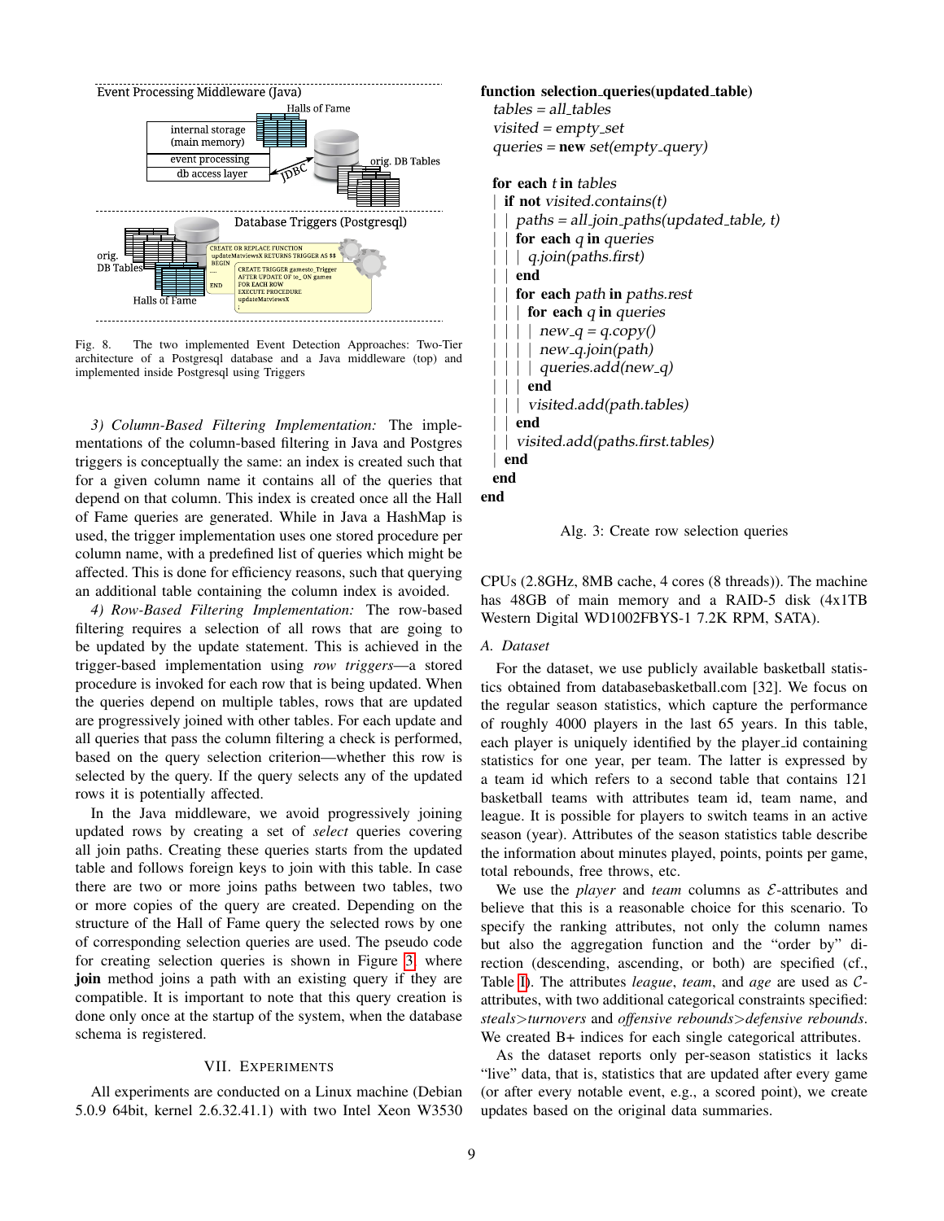Fig. 8. The two implemented Event Detection Approaches: Two-Tier architecture of a Postgresql database and a Java middleware (top) and implemented inside Postgresql using Triggers

*3) Column-Based Filtering Implementation:* The implementations of the column-based filtering in Java and Postgres triggers is conceptually the same: an index is created such that for a given column name it contains all of the queries that depend on that column. This index is created once all the Hall of Fame queries are generated. While in Java a HashMap is used, the trigger implementation uses one stored procedure per column name, with a predefined list of queries which might be affected. This is done for efficiency reasons, such that querying an additional table containing the column index is avoided.

*4) Row-Based Filtering Implementation:* The row-based filtering requires a selection of all rows that are going to be updated by the update statement. This is achieved in the trigger-based implementation using *row triggers*—a stored procedure is invoked for each row that is being updated. When the queries depend on multiple tables, rows that are updated are progressively joined with other tables. For each update and all queries that pass the column filtering a check is performed, based on the query selection criterion—whether this row is selected by the query. If the query selects any of the updated rows it is potentially affected.

In the Java middleware, we avoid progressively joining updated rows by creating a set of *select* queries covering all join paths. Creating these queries starts from the updated table and follows foreign keys to join with this table. In case there are two or more joins paths between two tables, two or more copies of the query are created. Depending on the structure of the Hall of Fame query the selected rows by one of corresponding selection queries are used. The pseudo code for creating selection queries is shown in Figure 3, where **join** method joins a path with an existing query if they are compatible. It is important to note that this query creation is done only once at the startup of the system, when the database schema is registered.

```
function selection_queries(updated_table)
  tables = all_tables
  visited = empty_set
  queries = new set(empty_query)

  for each t in tables
  | if not visited.contains(t)
  | | paths = all_join_paths(updated_table, t)
  | | for each q in queries
  | | | q.join(paths.first)
  | | end
  | | for each path in paths.rest
  | | | for each q in queries
  | | | | new_q = q.copy()
  | | | | new_q.join(path)
  | | | | queries.add(new_q)
  | | | end
  | | | visited.add(path.tables)
  | | end
  | | visited.add(paths.first.tables)
  | end
  end
end
```

Alg. 3: Create row selection queries

## VII. Experiments

All experiments are conducted on a Linux machine (Debian 5.0.9 64bit, kernel 2.6.32.41.1) with two Intel Xeon W3530 CPUs (2.8GHz, 8MB cache, 4 cores (8 threads)). The machine has 48GB of main memory and a RAID-5 disk (4x1TB Western Digital WD1002FBYS-1 7.2K RPM, SATA).

### A. Dataset

For the dataset, we use publicly available basketball statistics obtained from databasebasketball.com [32]. We focus on the regular season statistics, which capture the performance of roughly 4000 players in the last 65 years. In this table, each player is uniquely identified by the player_id containing statistics for one year, per team. The latter is expressed by a team id which refers to a second table that contains 121 basketball teams with attributes team id, team name, and league. It is possible for players to switch teams in an active season (year). Attributes of the season statistics table describe the information about minutes played, points, points per game, total rebounds, free throws, etc.

We use the *player* and *team* columns as $\mathcal{E}$-attributes and believe that this is a reasonable choice for this scenario. To specify the ranking attributes, not only the column names but also the aggregation function and the "order by" direction (descending, ascending, or both) are specified (cf., Table I). The attributes *league*, *team*, and *age* are used as $\mathcal{C}$-attributes, with two additional categorical constraints specified: *steals*>*turnovers* and *offensive rebounds*>*defensive rebounds*. We created B+ indices for each single categorical attributes.

As the dataset reports only per-season statistics it lacks "live" data, that is, statistics that are updated after every game (or after every notable event, e.g., a scored point), we create updates based on the original data summaries.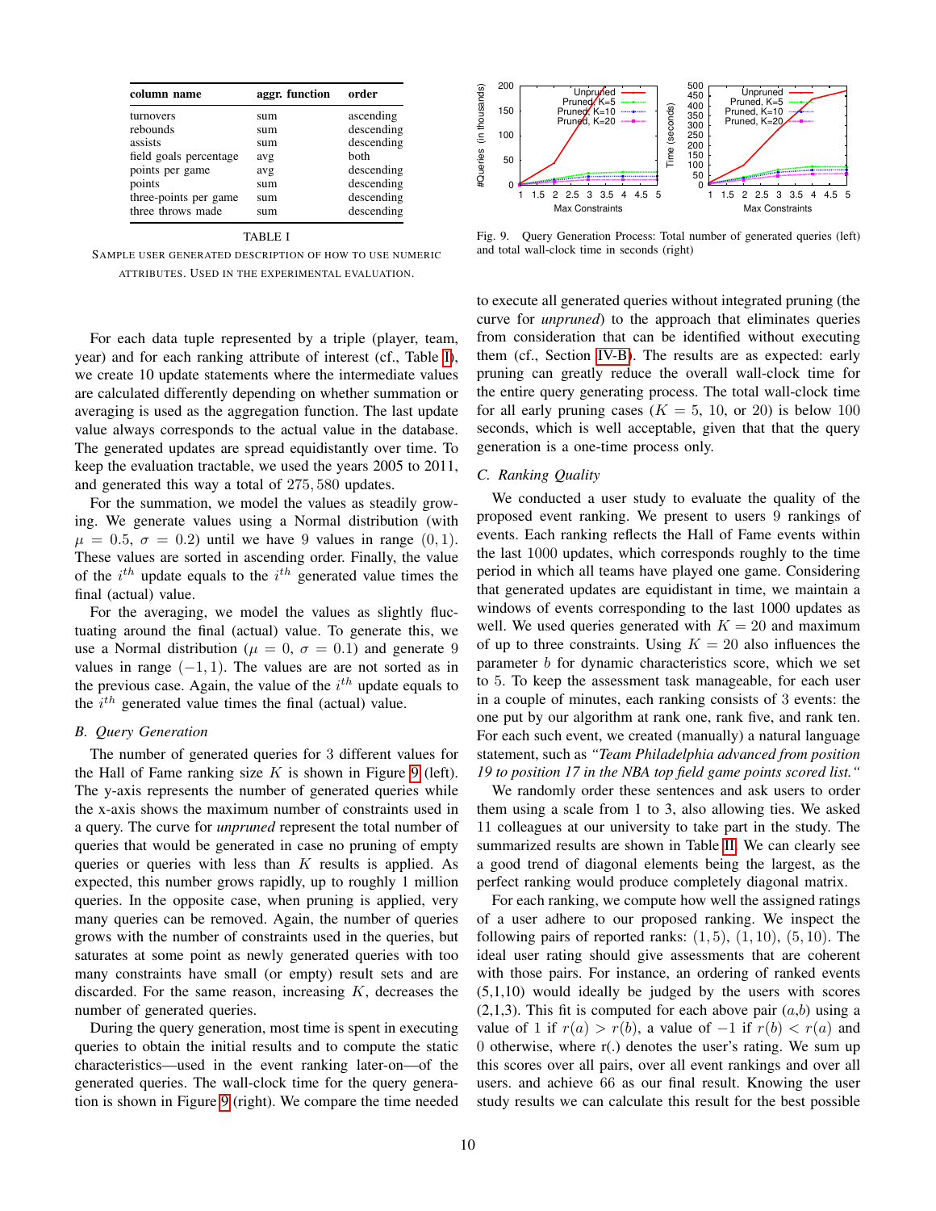| column name | aggr. function | order |
|---|---|---|
| turnovers | sum | ascending |
| rebounds | sum | descending |
| assists | sum | descending |
| field goals percentage | avg | both |
| points per game | avg | descending |
| points | sum | descending |
| three-points per game | sum | descending |
| three throws made | sum | descending |

TABLE I

SAMPLE USER GENERATED DESCRIPTION OF HOW TO USE NUMERIC ATTRIBUTES. USED IN THE EXPERIMENTAL EVALUATION.

For each data tuple represented by a triple (player, team, year) and for each ranking attribute of interest (cf., Table I), we create 10 update statements where the intermediate values are calculated differently depending on whether summation or averaging is used as the aggregation function. The last update value always corresponds to the actual value in the database. The generated updates are spread equidistantly over time. To keep the evaluation tractable, we used the years 2005 to 2011, and generated this way a total of $275,580$ updates.

For the summation, we model the values as steadily growing. We generate values using a Normal distribution (with $\mu = 0.5$, $\sigma = 0.2$) until we have 9 values in range $(0, 1)$. These values are sorted in ascending order. Finally, the value of the $i^{th}$ update equals to the $i^{th}$ generated value times the final (actual) value.

For the averaging, we model the values as slightly fluctuating around the final (actual) value. To generate this, we use a Normal distribution ($\mu = 0$, $\sigma = 0.1$) and generate 9 values in range $(-1, 1)$. The values are are not sorted as in the previous case. Again, the value of the $i^{th}$ update equals to the $i^{th}$ generated value times the final (actual) value.

### B. Query Generation

The number of generated queries for 3 different values for the Hall of Fame ranking size $K$ is shown in Figure 9 (left). The y-axis represents the number of generated queries while the x-axis shows the maximum number of constraints used in a query. The curve for *unpruned* represent the total number of queries that would be generated in case no pruning of empty queries or queries with less than $K$ results is applied. As expected, this number grows rapidly, up to roughly 1 million queries. In the opposite case, when pruning is applied, very many queries can be removed. Again, the number of queries grows with the number of constraints used in the queries, but saturates at some point as newly generated queries with too many constraints have small (or empty) result sets and are discarded. For the same reason, increasing $K$, decreases the number of generated queries.

During the query generation, most time is spent in executing queries to obtain the initial results and to compute the static characteristics—used in the event ranking later-on—of the generated queries. The wall-clock time for the query generation is shown in Figure 9 (right). We compare the time needed to execute all generated queries without integrated pruning (the curve for *unpruned*) to the approach that eliminates queries from consideration that can be identified without executing them (cf., Section IV-B). The results are as expected: early pruning can greatly reduce the overall wall-clock time for the entire query generating process. The total wall-clock time for all early pruning cases ($K = 5$, 10, or 20) is below 100 seconds, which is well acceptable, given that that the query generation is a one-time process only.

Fig. 9. Query Generation Process: Total number of generated queries (left) and total wall-clock time in seconds (right)

### C. Ranking Quality

We conducted a user study to evaluate the quality of the proposed event ranking. We present to users 9 rankings of events. Each ranking reflects the Hall of Fame events within the last 1000 updates, which corresponds roughly to the time period in which all teams have played one game. Considering that generated updates are equidistant in time, we maintain a windows of events corresponding to the last 1000 updates as well. We used queries generated with $K = 20$ and maximum of up to three constraints. Using $K = 20$ also influences the parameter $b$ for dynamic characteristics score, which we set to 5. To keep the assessment task manageable, for each user in a couple of minutes, each ranking consists of 3 events: the one put by our algorithm at rank one, rank five, and rank ten. For each such event, we created (manually) a natural language statement, such as *"Team Philadelphia advanced from position 19 to position 17 in the NBA top field game points scored list."*

We randomly order these sentences and ask users to order them using a scale from 1 to 3, also allowing ties. We asked 11 colleagues at our university to take part in the study. The summarized results are shown in Table II. We can clearly see a good trend of diagonal elements being the largest, as the perfect ranking would produce completely diagonal matrix.

For each ranking, we compute how well the assigned ratings of a user adhere to our proposed ranking. We inspect the following pairs of reported ranks: $(1, 5)$, $(1, 10)$, $(5, 10)$. The ideal user rating should give assessments that are coherent with those pairs. For instance, an ordering of ranked events (5,1,10) would ideally be judged by the users with scores (2,1,3). This fit is computed for each above pair ($a$,$b$) using a value of 1 if $r(a) > r(b)$, a value of $-1$ if $r(b) < r(a)$ and 0 otherwise, where r(.) denotes the user's rating. We sum up this scores over all pairs, over all event rankings and over all users. and achieve 66 as our final result. Knowing the user study results we can calculate this result for the best possible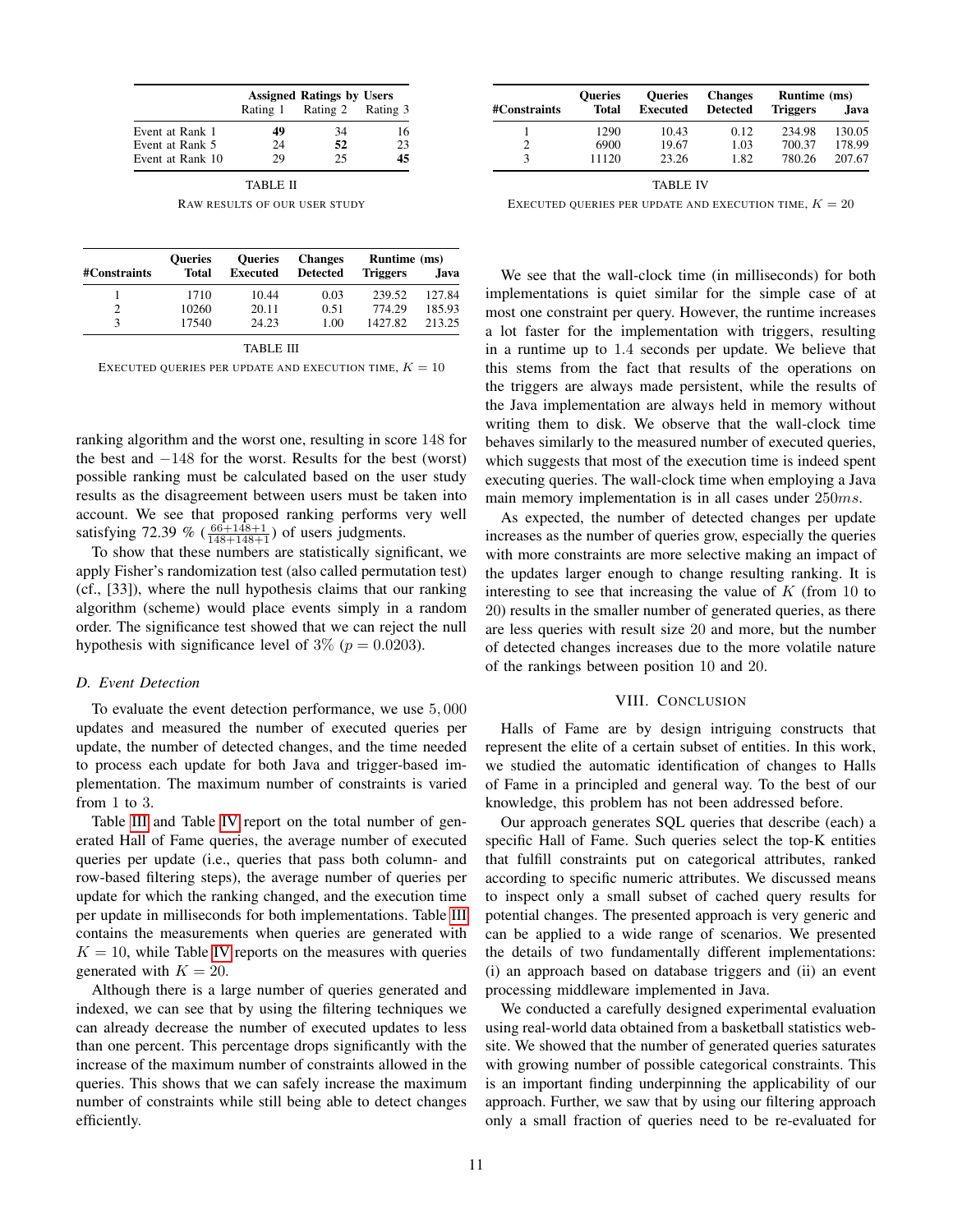| | Assigned Ratings by Users | | |
|---|---|---|---|
| | Rating 1 | Rating 2 | Rating 3 |
| Event at Rank 1 | **49** | 34 | 16 |
| Event at Rank 5 | 24 | **52** | 23 |
| Event at Rank 10 | 29 | 25 | **45** |

TABLE II

RAW RESULTS OF OUR USER STUDY

| #Constraints | Queries Total | Queries Executed | Changes Detected | Runtime (ms) Triggers | Java |
|---|---|---|---|---|---|
| 1 | 1710 | 10.44 | 0.03 | 239.52 | 127.84 |
| 2 | 10260 | 20.11 | 0.51 | 774.29 | 185.93 |
| 3 | 17540 | 24.23 | 1.00 | 1427.82 | 213.25 |

TABLE III

EXECUTED QUERIES PER UPDATE AND EXECUTION TIME, $K = 10$

ranking algorithm and the worst one, resulting in score 148 for the best and $-148$ for the worst. Results for the best (worst) possible ranking must be calculated based on the user study results as the disagreement between users must be taken into account. We see that proposed ranking performs very well satisfying 72.39 % ($\frac{66+148+1}{148+148+1}$) of users judgments.

To show that these numbers are statistically significant, we apply Fisher's randomization test (also called permutation test) (cf., [33]), where the null hypothesis claims that our ranking algorithm (scheme) would place events simply in a random order. The significance test showed that we can reject the null hypothesis with significance level of 3% ($p = 0.0203$).

### D. Event Detection

To evaluate the event detection performance, we use 5,000 updates and measured the number of executed queries per update, the number of detected changes, and the time needed to process each update for both Java and trigger-based implementation. The maximum number of constraints is varied from 1 to 3.

Table III and Table IV report on the total number of generated Hall of Fame queries, the average number of executed queries per update (i.e., queries that pass both column- and row-based filtering steps), the average number of queries per update for which the ranking changed, and the execution time per update in milliseconds for both implementations. Table III contains the measurements when queries are generated with $K = 10$, while Table IV reports on the measures with queries generated with $K = 20$.

Although there is a large number of queries generated and indexed, we can see that by using the filtering techniques we can already decrease the number of executed updates to less than one percent. This percentage drops significantly with the increase of the maximum number of constraints allowed in the queries. This shows that we can safely increase the maximum number of constraints while still being able to detect changes efficiently.

| #Constraints | Queries Total | Queries Executed | Changes Detected | Runtime (ms) Triggers | Java |
|---|---|---|---|---|---|
| 1 | 1290 | 10.43 | 0.12 | 234.98 | 130.05 |
| 2 | 6900 | 19.67 | 1.03 | 700.37 | 178.99 |
| 3 | 11120 | 23.26 | 1.82 | 780.26 | 207.67 |

TABLE IV

EXECUTED QUERIES PER UPDATE AND EXECUTION TIME, $K = 20$

We see that the wall-clock time (in milliseconds) for both implementations is quiet similar for the simple case of at most one constraint per query. However, the runtime increases a lot faster for the implementation with triggers, resulting in a runtime up to 1.4 seconds per update. We believe that this stems from the fact that results of the operations on the triggers are always made persistent, while the results of the Java implementation are always held in memory without writing them to disk. We observe that the wall-clock time behaves similarly to the measured number of executed queries, which suggests that most of the execution time is indeed spent executing queries. The wall-clock time when employing a Java main memory implementation is in all cases under $250ms$.

As expected, the number of detected changes per update increases as the number of queries grow, especially the queries with more constraints are more selective making an impact of the updates larger enough to change resulting ranking. It is interesting to see that increasing the value of $K$ (from 10 to 20) results in the smaller number of generated queries, as there are less queries with result size 20 and more, but the number of detected changes increases due to the more volatile nature of the rankings between position 10 and 20.

## VIII. Conclusion

Halls of Fame are by design intriguing constructs that represent the elite of a certain subset of entities. In this work, we studied the automatic identification of changes to Halls of Fame in a principled and general way. To the best of our knowledge, this problem has not been addressed before.

Our approach generates SQL queries that describe (each) a specific Hall of Fame. Such queries select the top-K entities that fulfill constraints put on categorical attributes, ranked according to specific numeric attributes. We discussed means to inspect only a small subset of cached query results for potential changes. The presented approach is very generic and can be applied to a wide range of scenarios. We presented the details of two fundamentally different implementations: (i) an approach based on database triggers and (ii) an event processing middleware implemented in Java.

We conducted a carefully designed experimental evaluation using real-world data obtained from a basketball statistics website. We showed that the number of generated queries saturates with growing number of possible categorical constraints. This is an important finding underpinning the applicability of our approach. Further, we saw that by using our filtering approach only a small fraction of queries need to be re-evaluated for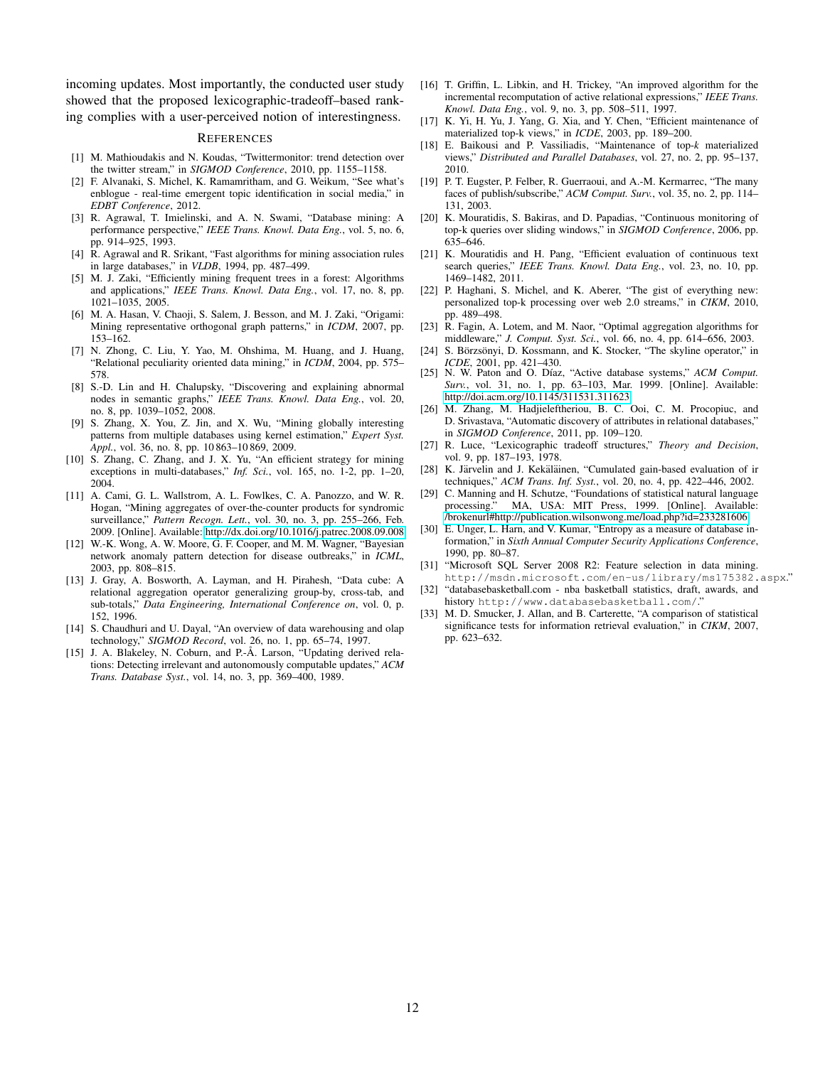incoming updates. Most importantly, the conducted user study showed that the proposed lexicographic-tradeoff–based ranking complies with a user-perceived notion of interestingness.

## References

[1] M. Mathioudakis and N. Koudas, "Twittermonitor: trend detection over the twitter stream," in *SIGMOD Conference*, 2010, pp. 1155–1158.

[2] F. Alvanaki, S. Michel, K. Ramamritham, and G. Weikum, "See what's enblogue - real-time emergent topic identification in social media," in *EDBT Conference*, 2012.

[3] R. Agrawal, T. Imielinski, and A. N. Swami, "Database mining: A performance perspective," *IEEE Trans. Knowl. Data Eng.*, vol. 5, no. 6, pp. 914–925, 1993.

[4] R. Agrawal and R. Srikant, "Fast algorithms for mining association rules in large databases," in *VLDB*, 1994, pp. 487–499.

[5] M. J. Zaki, "Efficiently mining frequent trees in a forest: Algorithms and applications," *IEEE Trans. Knowl. Data Eng.*, vol. 17, no. 8, pp. 1021–1035, 2005.

[6] M. A. Hasan, V. Chaoji, S. Salem, J. Besson, and M. J. Zaki, "Origami: Mining representative orthogonal graph patterns," in *ICDM*, 2007, pp. 153–162.

[7] N. Zhong, C. Liu, Y. Yao, M. Ohshima, M. Huang, and J. Huang, "Relational peculiarity oriented data mining," in *ICDM*, 2004, pp. 575–578.

[8] S.-D. Lin and H. Chalupsky, "Discovering and explaining abnormal nodes in semantic graphs," *IEEE Trans. Knowl. Data Eng.*, vol. 20, no. 8, pp. 1039–1052, 2008.

[9] S. Zhang, X. You, Z. Jin, and X. Wu, "Mining globally interesting patterns from multiple databases using kernel estimation," *Expert Syst. Appl.*, vol. 36, no. 8, pp. 10 863–10 869, 2009.

[10] S. Zhang, C. Zhang, and J. X. Yu, "An efficient strategy for mining exceptions in multi-databases," *Inf. Sci.*, vol. 165, no. 1-2, pp. 1–20, 2004.

[11] A. Cami, G. L. Wallstrom, A. L. Fowlkes, C. A. Panozzo, and W. R. Hogan, "Mining aggregates of over-the-counter products for syndromic surveillance," *Pattern Recogn. Lett.*, vol. 30, no. 3, pp. 255–266, Feb. 2009. [Online]. Available: http://dx.doi.org/10.1016/j.patrec.2008.09.008

[12] W.-K. Wong, A. W. Moore, G. F. Cooper, and M. M. Wagner, "Bayesian network anomaly pattern detection for disease outbreaks," in *ICML*, 2003, pp. 808–815.

[13] J. Gray, A. Bosworth, A. Layman, and H. Pirahesh, "Data cube: A relational aggregation operator generalizing group-by, cross-tab, and sub-totals," *Data Engineering, International Conference on*, vol. 0, p. 152, 1996.

[14] S. Chaudhuri and U. Dayal, "An overview of data warehousing and olap technology," *SIGMOD Record*, vol. 26, no. 1, pp. 65–74, 1997.

[15] J. A. Blakeley, N. Coburn, and P.-Å. Larson, "Updating derived relations: Detecting irrelevant and autonomously computable updates," *ACM Trans. Database Syst.*, vol. 14, no. 3, pp. 369–400, 1989.

[16] T. Griffin, L. Libkin, and H. Trickey, "An improved algorithm for the incremental recomputation of active relational expressions," *IEEE Trans. Knowl. Data Eng.*, vol. 9, no. 3, pp. 508–511, 1997.

[17] K. Yi, H. Yu, J. Yang, G. Xia, and Y. Chen, "Efficient maintenance of materialized top-k views," in *ICDE*, 2003, pp. 189–200.

[18] E. Baikousi and P. Vassiliadis, "Maintenance of top-$k$ materialized views," *Distributed and Parallel Databases*, vol. 27, no. 2, pp. 95–137, 2010.

[19] P. T. Eugster, P. Felber, R. Guerraoui, and A.-M. Kermarrec, "The many faces of publish/subscribe," *ACM Comput. Surv.*, vol. 35, no. 2, pp. 114–131, 2003.

[20] K. Mouratidis, S. Bakiras, and D. Papadias, "Continuous monitoring of top-k queries over sliding windows," in *SIGMOD Conference*, 2006, pp. 635–646.

[21] K. Mouratidis and H. Pang, "Efficient evaluation of continuous text search queries," *IEEE Trans. Knowl. Data Eng.*, vol. 23, no. 10, pp. 1469–1482, 2011.

[22] P. Haghani, S. Michel, and K. Aberer, "The gist of everything new: personalized top-k processing over web 2.0 streams," in *CIKM*, 2010, pp. 489–498.

[23] R. Fagin, A. Lotem, and M. Naor, "Optimal aggregation algorithms for middleware," *J. Comput. Syst. Sci.*, vol. 66, no. 4, pp. 614–656, 2003.

[24] S. Börzsönyi, D. Kossmann, and K. Stocker, "The skyline operator," in *ICDE*, 2001, pp. 421–430.

[25] N. W. Paton and O. Díaz, "Active database systems," *ACM Comput. Surv.*, vol. 31, no. 1, pp. 63–103, Mar. 1999. [Online]. Available: http://doi.acm.org/10.1145/311531.311623

[26] M. Zhang, M. Hadjieleftheriou, B. C. Ooi, C. M. Procopiuc, and D. Srivastava, "Automatic discovery of attributes in relational databases," in *SIGMOD Conference*, 2011, pp. 109–120.

[27] R. Luce, "Lexicographic tradeoff structures," *Theory and Decision*, vol. 9, pp. 187–193, 1978.

[28] K. Järvelin and J. Kekäläinen, "Cumulated gain-based evaluation of ir techniques," *ACM Trans. Inf. Syst.*, vol. 20, no. 4, pp. 422–446, 2002.

[29] C. Manning and H. Schutze, "Foundations of statistical natural language processing." MA, USA: MIT Press, 1999. [Online]. Available: /brokenurl#http://publication.wilsonwong.me/load.php?id=233281606

[30] E. Unger, L. Harn, and V. Kumar, "Entropy as a measure of database information," in *Sixth Annual Computer Security Applications Conference*, 1990, pp. 80–87.

[31] "Microsoft SQL Server 2008 R2: Feature selection in data mining. http://msdn.microsoft.com/en-us/library/ms175382.aspx."

[32] "databasebasketball.com - nba basketball statistics, draft, awards, and history http://www.databasebasketball.com/."

[33] M. D. Smucker, J. Allan, and B. Carterette, "A comparison of statistical significance tests for information retrieval evaluation," in *CIKM*, 2007, pp. 623–632.